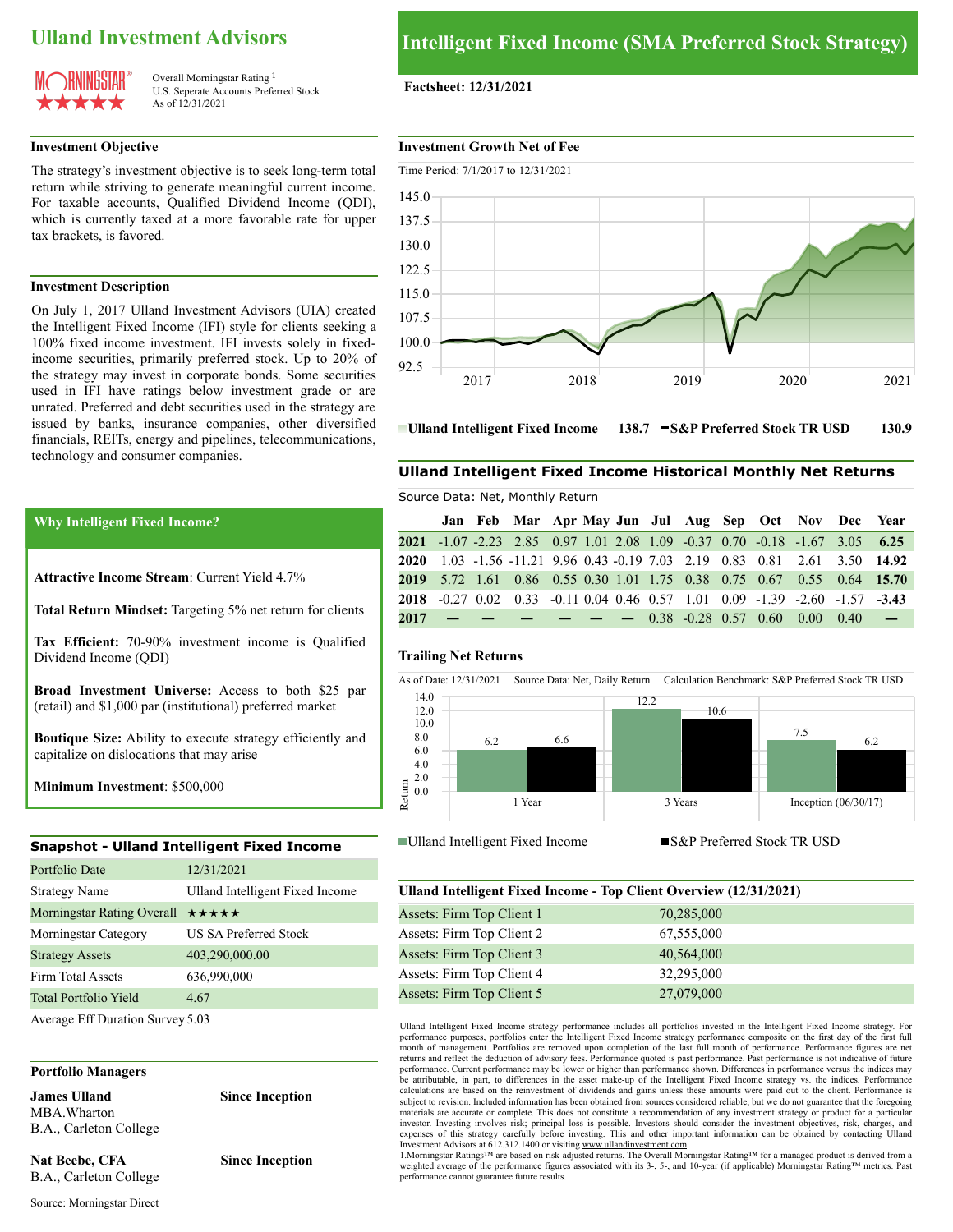# Ulland Investment Advisors

MORNINGSTAR® ★★★★★

Overall Morningstar Rating [1]
U.S. Seperate Accounts Preferred Stock
As of 12/31/2021

# Intelligent Fixed Income (SMA Preferred Stock Strategy)

**Factsheet: 12/31/2021**

## Investment Objective

The strategy's investment objective is to seek long-term total return while striving to generate meaningful current income. For taxable accounts, Qualified Dividend Income (QDI), which is currently taxed at a more favorable rate for upper tax brackets, is favored.

## Investment Description

On July 1, 2017 Ulland Investment Advisors (UIA) created the Intelligent Fixed Income (IFI) style for clients seeking a 100% fixed income investment. IFI invests solely in fixed-income securities, primarily preferred stock. Up to 20% of the strategy may invest in corporate bonds. Some securities used in IFI have ratings below investment grade or are unrated. Preferred and debt securities used in the strategy are issued by banks, insurance companies, other diversified financials, REITs, energy and pipelines, telecommunications, technology and consumer companies.

## Why Intelligent Fixed Income?

**Attractive Income Stream**: Current Yield 4.7%

**Total Return Mindset:** Targeting 5% net return for clients

**Tax Efficient:** 70-90% investment income is Qualified Dividend Income (QDI)

**Broad Investment Universe:** Access to both $25 par (retail) and $1,000 par (institutional) preferred market

**Boutique Size:** Ability to execute strategy efficiently and capitalize on dislocations that may arise

**Minimum Investment**: $500,000

## Snapshot - Ulland Intelligent Fixed Income

| | |
|---|---|
| Portfolio Date | 12/31/2021 |
| Strategy Name | Ulland Intelligent Fixed Income |
| Morningstar Rating Overall | ★★★★★ |
| Morningstar Category | US SA Preferred Stock |
| Strategy Assets | 403,290,000.00 |
| Firm Total Assets | 636,990,000 |
| Total Portfolio Yield | 4.67 |
| Average Eff Duration Survey | 5.03 |

## Portfolio Managers

**James Ulland** — **Since Inception**
MBA.Wharton
B.A., Carleton College

**Nat Beebe, CFA** — **Since Inception**
B.A., Carleton College

Source: Morningstar Direct

## Investment Growth Net of Fee

Time Period: 7/1/2017 to 12/31/2021

Ulland Intelligent Fixed Income 138.7 — S&P Preferred Stock TR USD 130.9

## Ulland Intelligent Fixed Income Historical Monthly Net Returns

Source Data: Net, Monthly Return

| | Jan | Feb | Mar | Apr | May | Jun | Jul | Aug | Sep | Oct | Nov | Dec | Year |
|---|---|---|---|---|---|---|---|---|---|---|---|---|---|
| **2021** | -1.07 | -2.23 | 2.85 | 0.97 | 1.01 | 2.08 | 1.09 | -0.37 | 0.70 | -0.18 | -1.67 | 3.05 | **6.25** |
| **2020** | 1.03 | -1.56 | -11.21 | 9.96 | 0.43 | -0.19 | 7.03 | 2.19 | 0.83 | 0.81 | 2.61 | 3.50 | **14.92** |
| **2019** | 5.72 | 1.61 | 0.86 | 0.55 | 0.30 | 1.01 | 1.75 | 0.38 | 0.75 | 0.67 | 0.55 | 0.64 | **15.70** |
| **2018** | -0.27 | 0.02 | 0.33 | -0.11 | 0.04 | 0.46 | 0.57 | 1.01 | 0.09 | -1.39 | -2.60 | -1.57 | **-3.43** |
| **2017** | — | — | — | — | — | — | 0.38 | -0.28 | 0.57 | 0.60 | 0.00 | 0.40 | **—** |

## Trailing Net Returns

As of Date: 12/31/2021 Source Data: Net, Daily Return Calculation Benchmark: S&P Preferred Stock TR USD

| | 1 Year | 3 Years | Inception (06/30/17) |
|---|---|---|---|
| Ulland Intelligent Fixed Income | 6.2 | 12.2 | 7.5 |
| S&P Preferred Stock TR USD | 6.6 | 10.6 | 6.2 |

## Ulland Intelligent Fixed Income - Top Client Overview (12/31/2021)

| | |
|---|---|
| Assets: Firm Top Client 1 | 70,285,000 |
| Assets: Firm Top Client 2 | 67,555,000 |
| Assets: Firm Top Client 3 | 40,564,000 |
| Assets: Firm Top Client 4 | 32,295,000 |
| Assets: Firm Top Client 5 | 27,079,000 |

Ulland Intelligent Fixed Income strategy performance includes all portfolios invested in the Intelligent Fixed Income strategy. For performance purposes, portfolios enter the Intelligent Fixed Income strategy performance composite on the first day of the first full month of management. Portfolios are removed upon completion of the last full month of performance. Performance figures are net returns and reflect the deduction of advisory fees. Performance quoted is past performance. Past performance is not indicative of future performance. Current performance may be lower or higher than performance shown. Differences in performance versus the indices may be attributable, in part, to differences in the asset make-up of the Intelligent Fixed Income strategy vs. the indices. Performance calculations are based on the reinvestment of dividends and gains unless these amounts were paid out to the client. Performance is subject to revision. Included information has been obtained from sources considered reliable, but we do not guarantee that the foregoing materials are accurate or complete. This does not constitute a recommendation of any investment strategy or product for a particular investor. Investing involves risk; principal loss is possible. Investors should consider the investment objectives, risk, charges, and expenses of this strategy carefully before investing. This and other important information can be obtained by contacting Ulland Investment Advisors at 612.312.1400 or visiting www.ullandinvestment.com.

1.Morningstar Ratings™ are based on risk-adjusted returns. The Overall Morningstar Rating™ for a managed product is derived from a weighted average of the performance figures associated with its 3-, 5-, and 10-year (if applicable) Morningstar Rating™ metrics. Past performance cannot guarantee future results.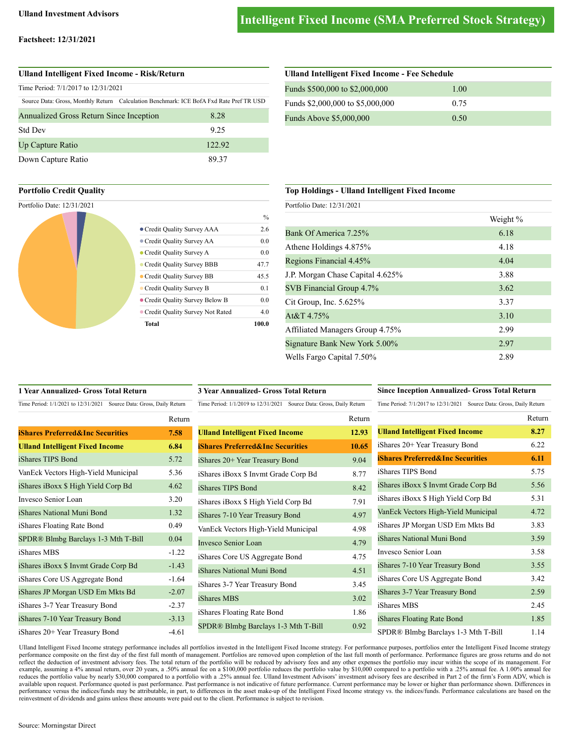**Ulland Investment Advisors**

# Intelligent Fixed Income (SMA Preferred Stock Strategy)

**Factsheet: 12/31/2021**

## Ulland Intelligent Fixed Income - Risk/Return

Time Period: 7/1/2017 to 12/31/2021

Source Data: Gross, Monthly Return  Calculation Benchmark: ICE BofA Fxd Rate Pref TR USD

| | |
|---|---|
| Annualized Gross Return Since Inception | 8.28 |
| Std Dev | 9.25 |
| Up Capture Ratio | 122.92 |
| Down Capture Ratio | 89.37 |

## Ulland Intelligent Fixed Income - Fee Schedule

| | |
|---|---|
| Funds $500,000 to $2,000,000 | 1.00 |
| Funds $2,000,000 to $5,000,000 | 0.75 |
| Funds Above $5,000,000 | 0.50 |

## Portfolio Credit Quality

Portfolio Date: 12/31/2021

| | % |
|---|---|
| Credit Quality Survey AAA | 2.6 |
| Credit Quality Survey AA | 0.0 |
| Credit Quality Survey A | 0.0 |
| Credit Quality Survey BBB | 47.7 |
| Credit Quality Survey BB | 45.5 |
| Credit Quality Survey B | 0.1 |
| Credit Quality Survey Below B | 0.0 |
| Credit Quality Survey Not Rated | 4.0 |
| **Total** | **100.0** |

## Top Holdings - Ulland Intelligent Fixed Income

Portfolio Date: 12/31/2021

| | Weight % |
|---|---|
| Bank Of America 7.25% | 6.18 |
| Athene Holdings 4.875% | 4.18 |
| Regions Financial 4.45% | 4.04 |
| J.P. Morgan Chase Capital 4.625% | 3.88 |
| SVB Financial Group 4.7% | 3.62 |
| Cit Group, Inc. 5.625% | 3.37 |
| At&T 4.75% | 3.10 |
| Affiliated Managers Group 4.75% | 2.99 |
| Signature Bank New York 5.00% | 2.97 |
| Wells Fargo Capital 7.50% | 2.89 |

## 1 Year Annualized- Gross Total Return

Time Period: 1/1/2021 to 12/31/2021  Source Data: Gross, Daily Return

| | Return |
|---|---|
| **iShares Preferred&Inc Securities** | **7.58** |
| **Ulland Intelligent Fixed Income** | **6.84** |
| iShares TIPS Bond | 5.72 |
| VanEck Vectors High-Yield Municipal | 5.36 |
| iShares iBoxx $ High Yield Corp Bd | 4.62 |
| Invesco Senior Loan | 3.20 |
| iShares National Muni Bond | 1.32 |
| iShares Floating Rate Bond | 0.49 |
| SPDR® Blmbg Barclays 1-3 Mth T-Bill | 0.04 |
| iShares MBS | -1.22 |
| iShares iBoxx $ Invmt Grade Corp Bd | -1.43 |
| iShares Core US Aggregate Bond | -1.64 |
| iShares JP Morgan USD Em Mkts Bd | -2.07 |
| iShares 3-7 Year Treasury Bond | -2.37 |
| iShares 7-10 Year Treasury Bond | -3.13 |
| iShares 20+ Year Treasury Bond | -4.61 |

## 3 Year Annualized- Gross Total Return

Time Period: 1/1/2019 to 12/31/2021  Source Data: Gross, Daily Return

| | Return |
|---|---|
| **Ulland Intelligent Fixed Income** | **12.93** |
| **iShares Preferred&Inc Securities** | **10.65** |
| iShares 20+ Year Treasury Bond | 9.04 |
| iShares iBoxx $ Invmt Grade Corp Bd | 8.77 |
| iShares TIPS Bond | 8.42 |
| iShares iBoxx $ High Yield Corp Bd | 7.91 |
| iShares 7-10 Year Treasury Bond | 4.97 |
| VanEck Vectors High-Yield Municipal | 4.98 |
| Invesco Senior Loan | 4.79 |
| iShares Core US Aggregate Bond | 4.75 |
| iShares National Muni Bond | 4.51 |
| iShares 3-7 Year Treasury Bond | 3.45 |
| iShares MBS | 3.02 |
| iShares Floating Rate Bond | 1.86 |
| SPDR® Blmbg Barclays 1-3 Mth T-Bill | 0.92 |

## Since Inception Annualized- Gross Total Return

Time Period: 7/1/2017 to 12/31/2021  Source Data: Gross, Daily Return

| | Return |
|---|---|
| **Ulland Intelligent Fixed Income** | **8.27** |
| iShares 20+ Year Treasury Bond | 6.22 |
| **iShares Preferred&Inc Securities** | **6.11** |
| iShares TIPS Bond | 5.75 |
| iShares iBoxx $ Invmt Grade Corp Bd | 5.56 |
| iShares iBoxx $ High Yield Corp Bd | 5.31 |
| VanEck Vectors High-Yield Municipal | 4.72 |
| iShares JP Morgan USD Em Mkts Bd | 3.83 |
| iShares National Muni Bond | 3.59 |
| Invesco Senior Loan | 3.58 |
| iShares 7-10 Year Treasury Bond | 3.55 |
| iShares Core US Aggregate Bond | 3.42 |
| iShares 3-7 Year Treasury Bond | 2.59 |
| iShares MBS | 2.45 |
| iShares Floating Rate Bond | 1.85 |
| SPDR® Blmbg Barclays 1-3 Mth T-Bill | 1.14 |

Ulland Intelligent Fixed Income strategy performance includes all portfolios invested in the Intelligent Fixed Income strategy. For performance purposes, portfolios enter the Intelligent Fixed Income strategy performance composite on the first day of the first full month of management. Portfolios are removed upon completion of the last full month of performance. Performance figures are gross returns and do not reflect the deduction of investment advisory fees. The total return of the portfolio will be reduced by advisory fees and any other expenses the portfolio may incur within the scope of its management. For example, assuming a 4% annual return, over 20 years, a .50% annual fee on a $100,000 portfolio reduces the portfolio value by $10,000 compared to a portfolio with a .25% annual fee. A 1.00% annual fee reduces the portfolio value by nearly $30,000 compared to a portfolio with a .25% annual fee. Ulland Investment Advisors' investment advisory fees are described in Part 2 of the firm's Form ADV, which is available upon request. Performance quoted is past performance. Past performance is not indicative of future performance. Current performance may be lower or higher than performance shown. Differences in performance versus the indices/funds may be attributable, in part, to differences in the asset make-up of the Intelligent Fixed Income strategy vs. the indices/funds. Performance calculations are based on the reinvestment of dividends and gains unless these amounts were paid out to the client. Performance is subject to revision.

Source: Morningstar Direct